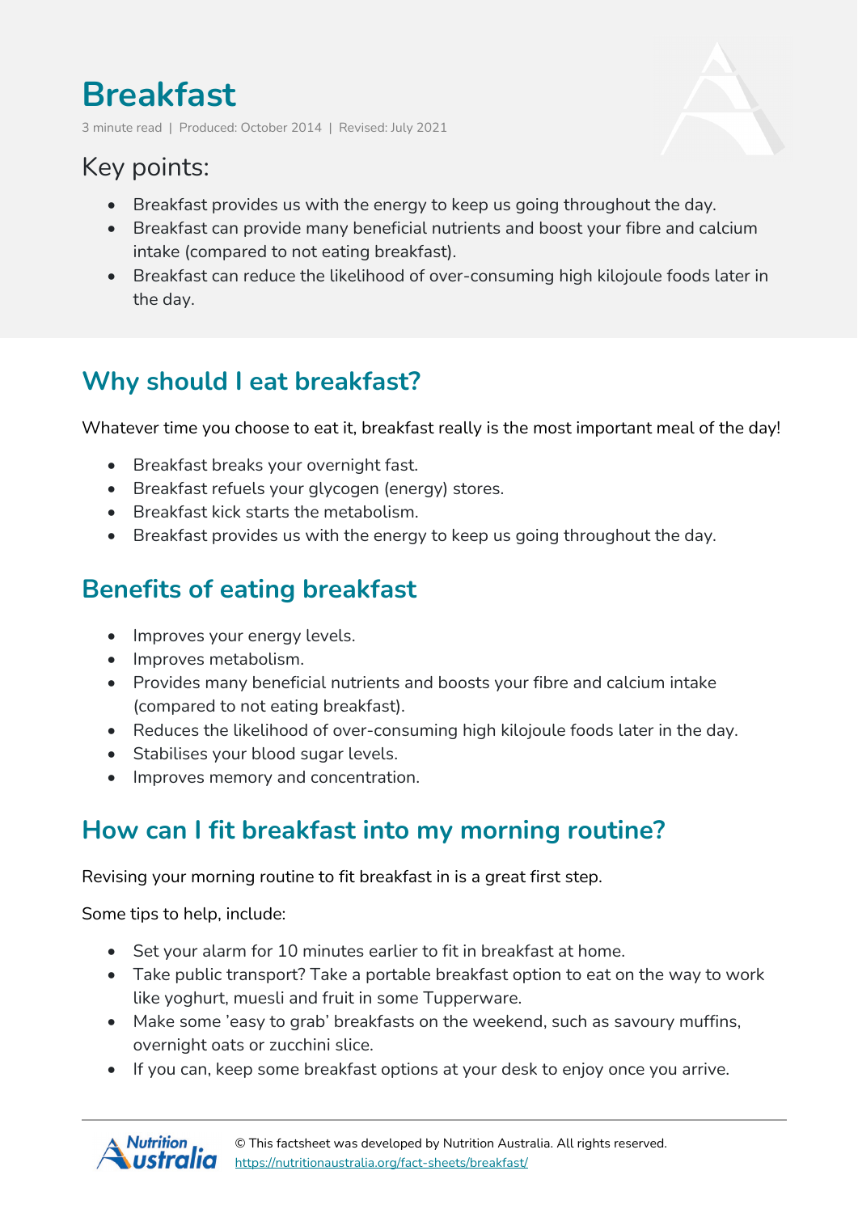# Breakfast

3 minute read | Produced: October 2014 | Revised: July 2021

## Key points:

- Breakfast provides us with the energy to keep us going throughout the day.
- Breakfast can provide many beneficial nutrients and boost your fibre and calcium intake (compared to not eating breakfast).
- Breakfast can reduce the likelihood of over-consuming high kilojoule foods later in the day.

## Why should I eat breakfast?

Whatever time you choose to eat it, breakfast really is the most important meal of the day!

- Breakfast breaks your overnight fast.
- Breakfast refuels your glycogen (energy) stores.
- Breakfast kick starts the metabolism.
- Breakfast provides us with the energy to keep us going throughout the day.

## Benefits of eating breakfast

- Improves your energy levels.
- Improves metabolism.
- Provides many beneficial nutrients and boosts your fibre and calcium intake (compared to not eating breakfast).
- Reduces the likelihood of over-consuming high kilojoule foods later in the day.
- Stabilises your blood sugar levels.
- Improves memory and concentration.

## How can I fit breakfast into my morning routine?

Revising your morning routine to fit breakfast in is a great first step.

Some tips to help, include:

- Set your alarm for 10 minutes earlier to fit in breakfast at home.
- Take public transport? Take a portable breakfast option to eat on the way to work like yoghurt, muesli and fruit in some Tupperware.
- Make some 'easy to grab' breakfasts on the weekend, such as savoury muffins, overnight oats or zucchini slice.
- If you can, keep some breakfast options at your desk to enjoy once you arrive.

© This factsheet was developed by Nutrition Australia. All rights reserved.
https://nutritionaustralia.org/fact-sheets/breakfast/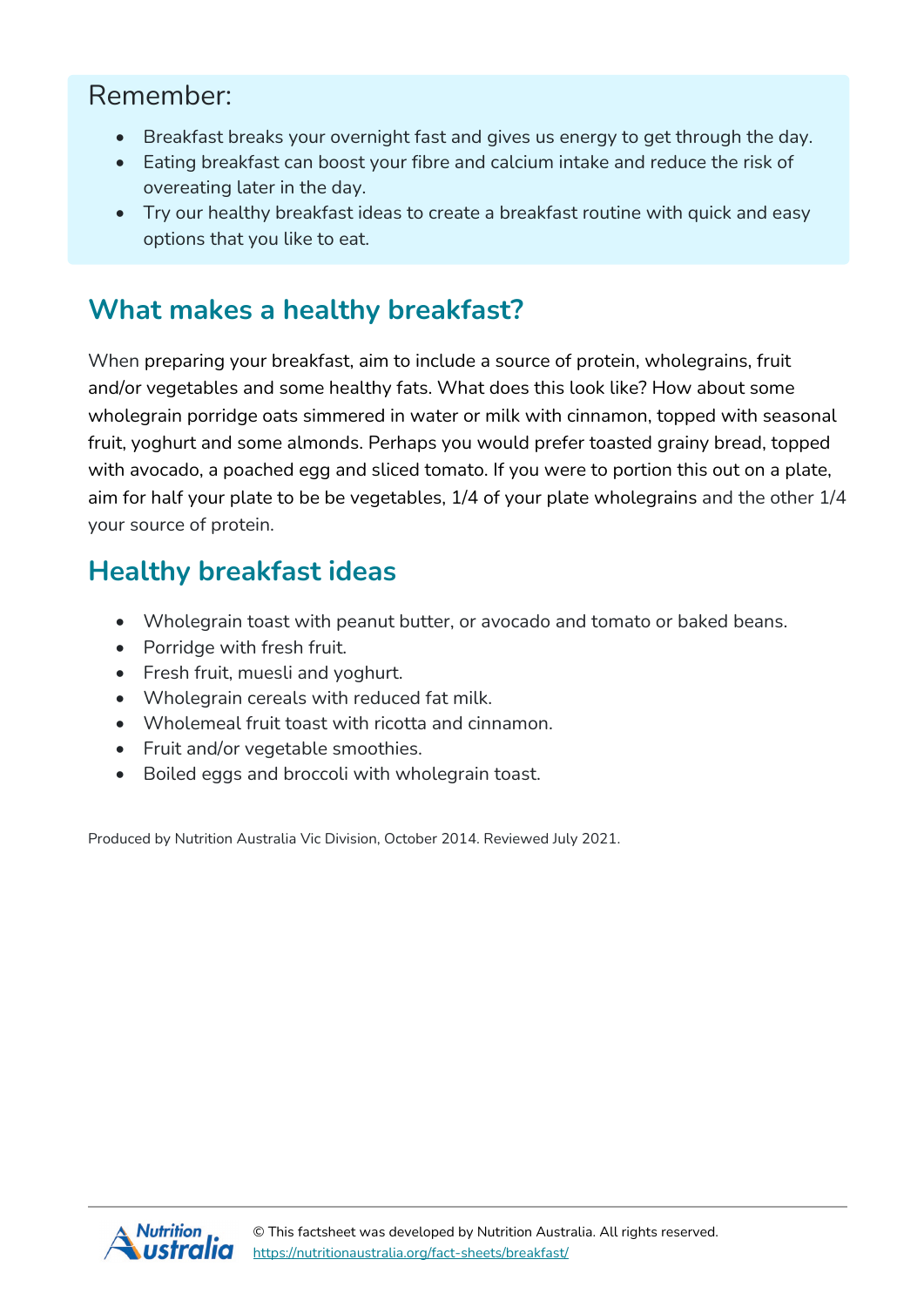Remember:

- Breakfast breaks your overnight fast and gives us energy to get through the day.
- Eating breakfast can boost your fibre and calcium intake and reduce the risk of overeating later in the day.
- Try our healthy breakfast ideas to create a breakfast routine with quick and easy options that you like to eat.

## What makes a healthy breakfast?

When preparing your breakfast, aim to include a source of protein, wholegrains, fruit and/or vegetables and some healthy fats. What does this look like? How about some wholegrain porridge oats simmered in water or milk with cinnamon, topped with seasonal fruit, yoghurt and some almonds. Perhaps you would prefer toasted grainy bread, topped with avocado, a poached egg and sliced tomato. If you were to portion this out on a plate, aim for half your plate to be be vegetables, 1/4 of your plate wholegrains and the other 1/4 your source of protein.

## Healthy breakfast ideas

- Wholegrain toast with peanut butter, or avocado and tomato or baked beans.
- Porridge with fresh fruit.
- Fresh fruit, muesli and yoghurt.
- Wholegrain cereals with reduced fat milk.
- Wholemeal fruit toast with ricotta and cinnamon.
- Fruit and/or vegetable smoothies.
- Boiled eggs and broccoli with wholegrain toast.

Produced by Nutrition Australia Vic Division, October 2014. Reviewed July 2021.

© This factsheet was developed by Nutrition Australia. All rights reserved.
https://nutritionaustralia.org/fact-sheets/breakfast/